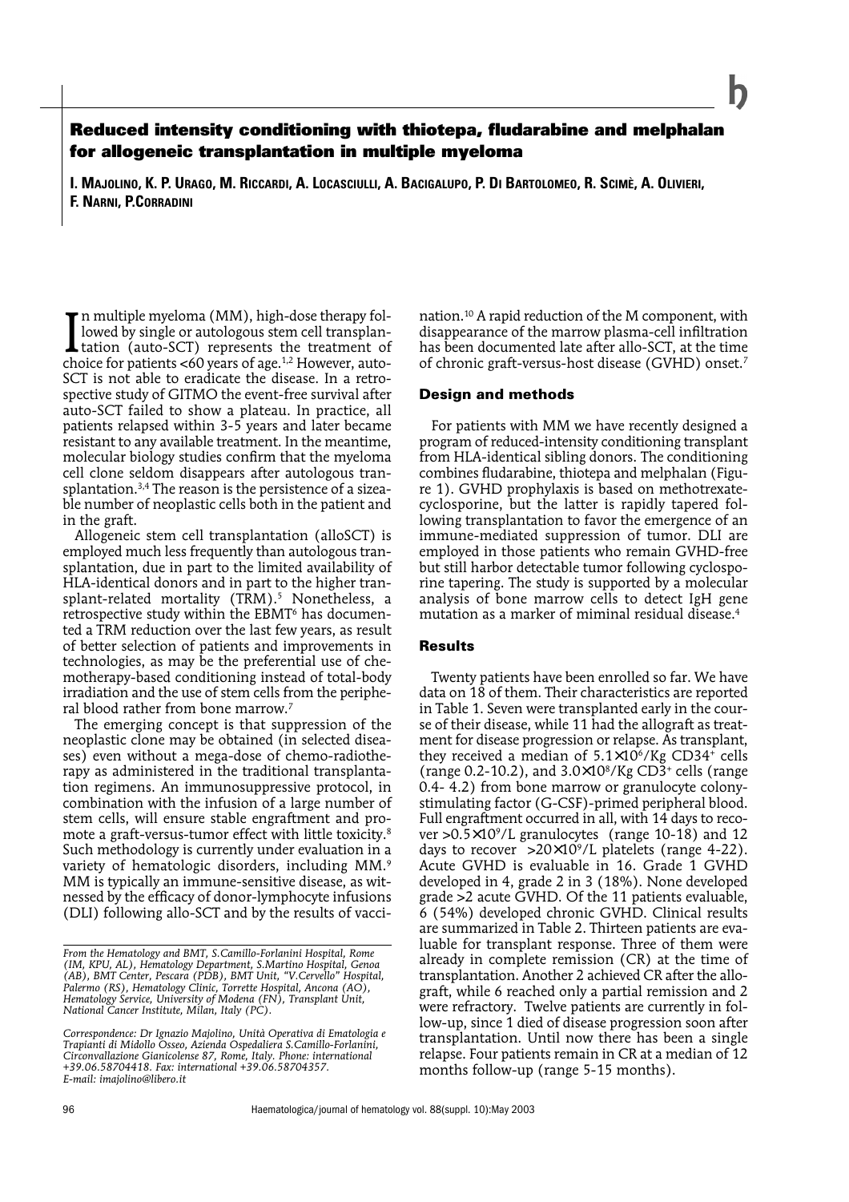# Reduced intensity conditioning with thiotepa, fludarabine and melphalan for allogeneic transplantation in multiple myeloma

I. MAJOLINO, K. P. URAGO, M. RICCARDI, A. LOCASCIULLI, A. BACIGALUPO, P. DI BARTOLOMEO, R. SCIMÈ, A. OLIVIERI, F. NARNI, P.CORRADINI

In multiple myeloma (MM), high-dose therapy followed by single or autologous stem cell transplantation (auto-SCT) represents the treatment of choice for patients <60 years of age.[1,2] However, auto-SCT is not able to eradicate the disease. In a retrospective study of GITMO the event-free survival after auto-SCT failed to show a plateau. In practice, all patients relapsed within 3-5 years and later became resistant to any available treatment. In the meantime, molecular biology studies confirm that the myeloma cell clone seldom disappears after autologous transplantation.[3,4] The reason is the persistence of a sizeable number of neoplastic cells both in the patient and in the graft.

Allogeneic stem cell transplantation (alloSCT) is employed much less frequently than autologous transplantation, due in part to the limited availability of HLA-identical donors and in part to the higher transplant-related mortality (TRM).[5] Nonetheless, a retrospective study within the EBMT[6] has documented a TRM reduction over the last few years, as result of better selection of patients and improvements in technologies, as may be the preferential use of chemotherapy-based conditioning instead of total-body irradiation and the use of stem cells from the peripheral blood rather from bone marrow.[7]

The emerging concept is that suppression of the neoplastic clone may be obtained (in selected diseases) even without a mega-dose of chemo-radiotherapy as administered in the traditional transplantation regimens. An immunosuppressive protocol, in combination with the infusion of a large number of stem cells, will ensure stable engraftment and promote a graft-versus-tumor effect with little toxicity.[8] Such methodology is currently under evaluation in a variety of hematologic disorders, including MM.[9] MM is typically an immune-sensitive disease, as witnessed by the efficacy of donor-lymphocyte infusions (DLI) following allo-SCT and by the results of vaccination.[10] A rapid reduction of the M component, with disappearance of the marrow plasma-cell infiltration has been documented late after allo-SCT, at the time of chronic graft-versus-host disease (GVHD) onset.[7]

*From the Hematology and BMT, S.Camillo-Forlanini Hospital, Rome (IM, KPU, AL), Hematology Department, S.Martino Hospital, Genoa (AB), BMT Center, Pescara (PDB), BMT Unit, "V.Cervello" Hospital, Palermo (RS), Hematology Clinic, Torrette Hospital, Ancona (AO), Hematology Service, University of Modena (FN), Transplant Unit, National Cancer Institute, Milan, Italy (PC).*

*Correspondence: Dr Ignazio Majolino, Unità Operativa di Ematologia e Trapianti di Midollo Osseo, Azienda Ospedaliera S.Camillo-Forlanini, Circonvallazione Gianicolense 87, Rome, Italy. Phone: international +39.06.58704418. Fax: international +39.06.58704357. E-mail: imajolino@libero.it*

## Design and methods

For patients with MM we have recently designed a program of reduced-intensity conditioning transplant from HLA-identical sibling donors. The conditioning combines fludarabine, thiotepa and melphalan (Figure 1). GVHD prophylaxis is based on methotrexate-cyclosporine, but the latter is rapidly tapered following transplantation to favor the emergence of an immune-mediated suppression of tumor. DLI are employed in those patients who remain GVHD-free but still harbor detectable tumor following cyclosporine tapering. The study is supported by a molecular analysis of bone marrow cells to detect IgH gene mutation as a marker of miminal residual disease.[4]

## Results

Twenty patients have been enrolled so far. We have data on 18 of them. Their characteristics are reported in Table 1. Seven were transplanted early in the course of their disease, while 11 had the allograft as treatment for disease progression or relapse. As transplant, they received a median of $5.1\times10^6$/Kg CD34$^+$ cells (range 0.2-10.2), and $3.0\times10^8$/Kg CD3$^+$ cells (range 0.4- 4.2) from bone marrow or granulocyte colony-stimulating factor (G-CSF)-primed peripheral blood. Full engraftment occurred in all, with 14 days to recover $>0.5\times10^9$/L granulocytes (range 10-18) and 12 days to recover $>20\times10^9$/L platelets (range 4-22). Acute GVHD is evaluable in 16. Grade 1 GVHD developed in 4, grade 2 in 3 (18%). None developed grade >2 acute GVHD. Of the 11 patients evaluable, 6 (54%) developed chronic GVHD. Clinical results are summarized in Table 2. Thirteen patients are evaluable for transplant response. Three of them were already in complete remission (CR) at the time of transplantation. Another 2 achieved CR after the allograft, while 6 reached only a partial remission and 2 were refractory. Twelve patients are currently in follow-up, since 1 died of disease progression soon after transplantation. Until now there has been a single relapse. Four patients remain in CR at a median of 12 months follow-up (range 5-15 months).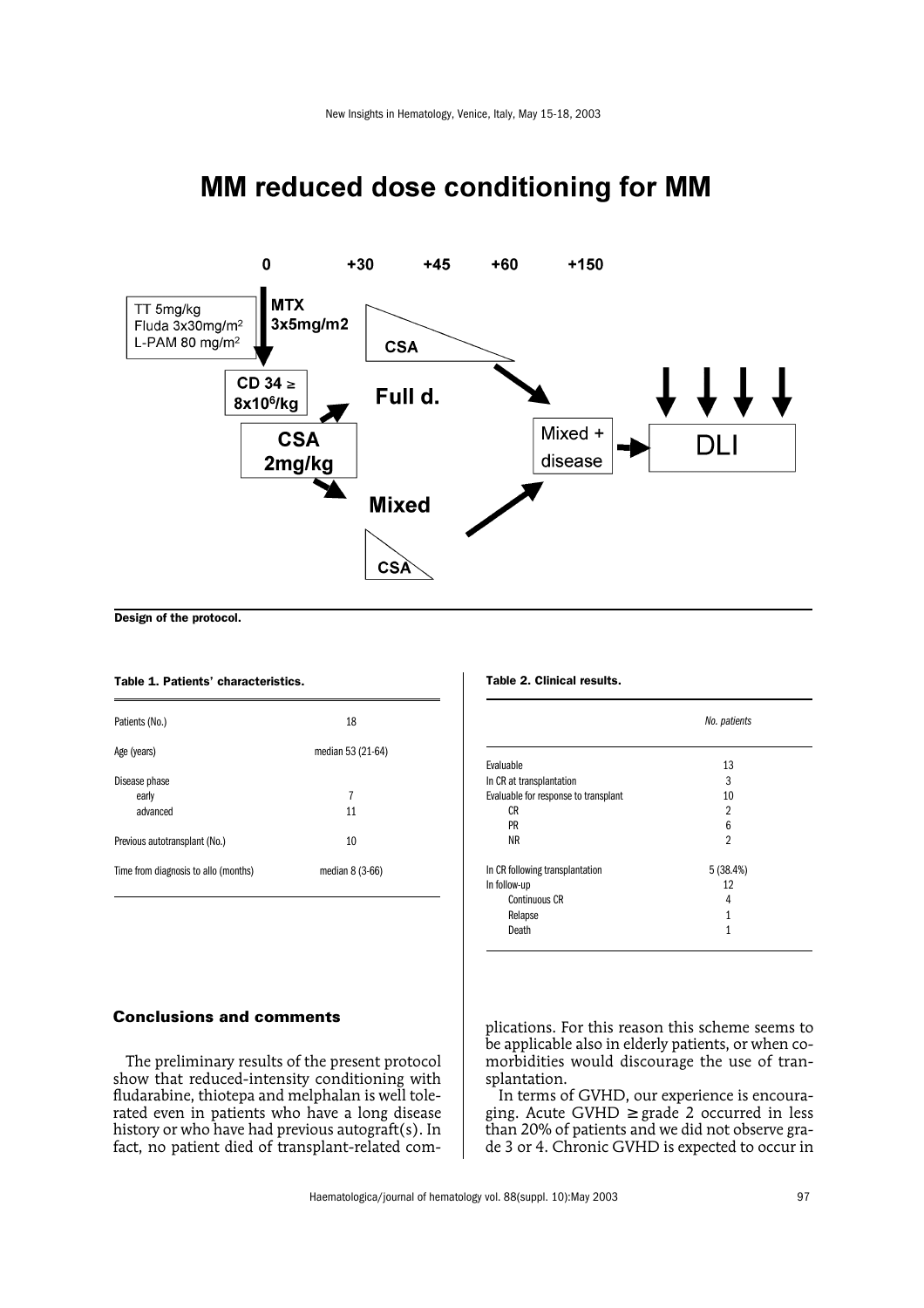# MM reduced dose conditioning for MM

Design of the protocol.

**Table 1. Patients' characteristics.**

| | |
|---|---|
| Patients (No.) | 18 |
| Age (years) | median 53 (21-64) |
| Disease phase | |
| early | 7 |
| advanced | 11 |
| Previous autotransplant (No.) | 10 |
| Time from diagnosis to allo (months) | median 8 (3-66) |

**Table 2. Clinical results.**

| | *No. patients* |
|---|---|
| Evaluable | 13 |
| In CR at transplantation | 3 |
| Evaluable for response to transplant | 10 |
| CR | 2 |
| PR | 6 |
| NR | 2 |
| In CR following transplantation | 5 (38.4%) |
| In follow-up | 12 |
| Continuous CR | 4 |
| Relapse | 1 |
| Death | 1 |

## Conclusions and comments

The preliminary results of the present protocol show that reduced-intensity conditioning with fludarabine, thiotepa and melphalan is well tolerated even in patients who have a long disease history or who have had previous autograft(s). In fact, no patient died of transplant-related complications. For this reason this scheme seems to be applicable also in elderly patients, or when comorbidities would discourage the use of transplantation.

In terms of GVHD, our experience is encouraging. Acute GVHD $\geq$ grade 2 occurred in less than 20% of patients and we did not observe grade 3 or 4. Chronic GVHD is expected to occur in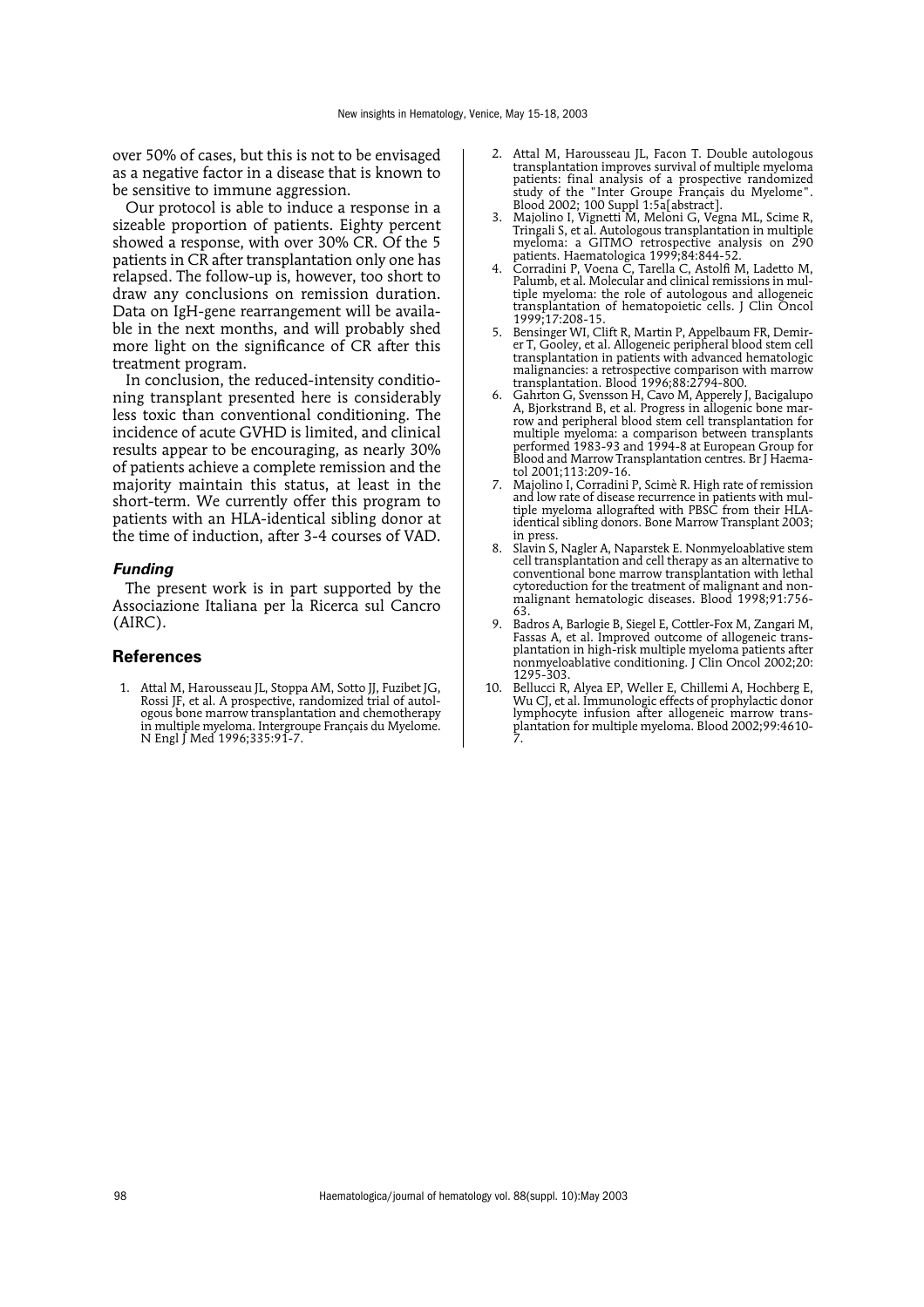over 50% of cases, but this is not to be envisaged as a negative factor in a disease that is known to be sensitive to immune aggression.

Our protocol is able to induce a response in a sizeable proportion of patients. Eighty percent showed a response, with over 30% CR. Of the 5 patients in CR after transplantation only one has relapsed. The follow-up is, however, too short to draw any conclusions on remission duration. Data on IgH-gene rearrangement will be available in the next months, and will probably shed more light on the significance of CR after this treatment program.

In conclusion, the reduced-intensity conditioning transplant presented here is considerably less toxic than conventional conditioning. The incidence of acute GVHD is limited, and clinical results appear to be encouraging, as nearly 30% of patients achieve a complete remission and the majority maintain this status, at least in the short-term. We currently offer this program to patients with an HLA-identical sibling donor at the time of induction, after 3-4 courses of VAD.

### *Funding*

The present work is in part supported by the Associazione Italiana per la Ricerca sul Cancro (AIRC).

## References

1. Attal M, Harousseau JL, Stoppa AM, Sotto JJ, Fuzibet JG, Rossi JF, et al. A prospective, randomized trial of autologous bone marrow transplantation and chemotherapy in multiple myeloma. Intergroupe Français du Myelome. N Engl J Med 1996;335:91-7.
2. Attal M, Harousseau JL, Facon T. Double autologous transplantation improves survival of multiple myeloma patients: final analysis of a prospective randomized study of the "Inter Groupe Français du Myelome". Blood 2002; 100 Suppl 1:5a[abstract].
3. Majolino I, Vignetti M, Meloni G, Vegna ML, Scime R, Tringali S, et al. Autologous transplantation in multiple myeloma: a GITMO retrospective analysis on 290 patients. Haematologica 1999;84:844-52.
4. Corradini P, Voena C, Tarella C, Astolfi M, Ladetto M, Palumb, et al. Molecular and clinical remissions in multiple myeloma: the role of autologous and allogeneic transplantation of hematopoietic cells. J Clin Oncol 1999;17:208-15.
5. Bensinger WI, Clift R, Martin P, Appelbaum FR, Demirer T, Gooley, et al. Allogeneic peripheral blood stem cell transplantation in patients with advanced hematologic malignancies: a retrospective comparison with marrow transplantation. Blood 1996;88:2794-800.
6. Gahrton G, Svensson H, Cavo M, Apperely J, Bacigalupo A, Bjorkstrand B, et al. Progress in allogenic bone marrow and peripheral blood stem cell transplantation for multiple myeloma: a comparison between transplants performed 1983-93 and 1994-8 at European Group for Blood and Marrow Transplantation centres. Br J Haematol 2001;113:209-16.
7. Majolino I, Corradini P, Scimè R. High rate of remission and low rate of disease recurrence in patients with multiple myeloma allografted with PBSC from their HLA-identical sibling donors. Bone Marrow Transplant 2003; in press.
8. Slavin S, Nagler A, Naparstek E. Nonmyeloablative stem cell transplantation and cell therapy as an alternative to conventional bone marrow transplantation with lethal cytoreduction for the treatment of malignant and nonmalignant hematologic diseases. Blood 1998;91:756-63.
9. Badros A, Barlogie B, Siegel E, Cottler-Fox M, Zangari M, Fassas A, et al. Improved outcome of allogeneic transplantation in high-risk multiple myeloma patients after nonmyeloablative conditioning. J Clin Oncol 2002;20: 1295-303.
10. Bellucci R, Alyea EP, Weller E, Chillemi A, Hochberg E, Wu CJ, et al. Immunologic effects of prophylactic donor lymphocyte infusion after allogeneic marrow transplantation for multiple myeloma. Blood 2002;99:4610-7.